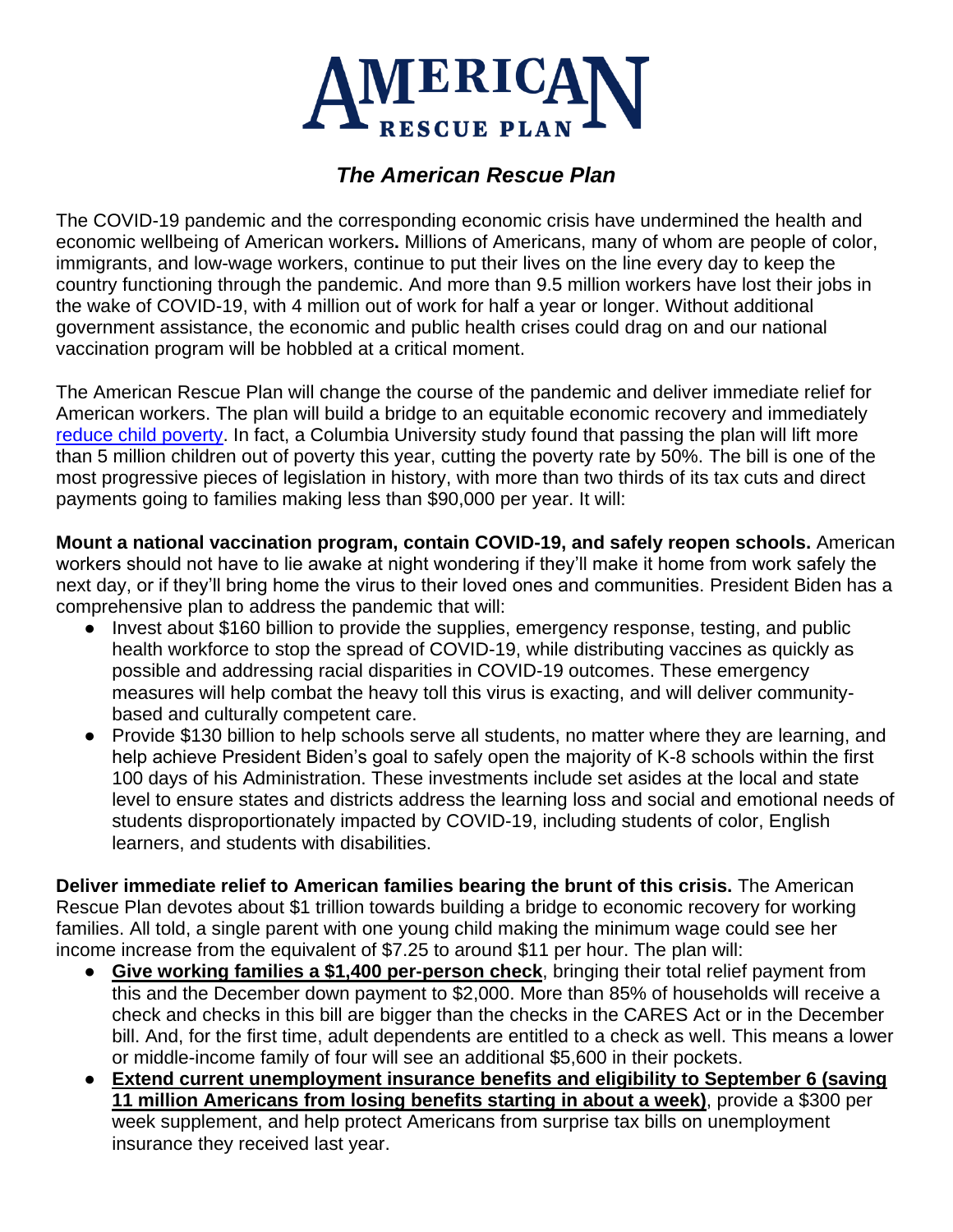# AMERICAN RESCUE PLAN

## *The American Rescue Plan*

The COVID-19 pandemic and the corresponding economic crisis have undermined the health and economic wellbeing of American workers**.** Millions of Americans, many of whom are people of color, immigrants, and low-wage workers, continue to put their lives on the line every day to keep the country functioning through the pandemic. And more than 9.5 million workers have lost their jobs in the wake of COVID-19, with 4 million out of work for half a year or longer. Without additional government assistance, the economic and public health crises could drag on and our national vaccination program will be hobbled at a critical moment.

The American Rescue Plan will change the course of the pandemic and deliver immediate relief for American workers. The plan will build a bridge to an equitable economic recovery and immediately reduce child poverty. In fact, a Columbia University study found that passing the plan will lift more than 5 million children out of poverty this year, cutting the poverty rate by 50%. The bill is one of the most progressive pieces of legislation in history, with more than two thirds of its tax cuts and direct payments going to families making less than $90,000 per year. It will:

**Mount a national vaccination program, contain COVID-19, and safely reopen schools.** American workers should not have to lie awake at night wondering if they'll make it home from work safely the next day, or if they'll bring home the virus to their loved ones and communities. President Biden has a comprehensive plan to address the pandemic that will:

- Invest about $160 billion to provide the supplies, emergency response, testing, and public health workforce to stop the spread of COVID-19, while distributing vaccines as quickly as possible and addressing racial disparities in COVID-19 outcomes. These emergency measures will help combat the heavy toll this virus is exacting, and will deliver community-based and culturally competent care.
- Provide $130 billion to help schools serve all students, no matter where they are learning, and help achieve President Biden's goal to safely open the majority of K-8 schools within the first 100 days of his Administration. These investments include set asides at the local and state level to ensure states and districts address the learning loss and social and emotional needs of students disproportionately impacted by COVID-19, including students of color, English learners, and students with disabilities.

**Deliver immediate relief to American families bearing the brunt of this crisis.** The American Rescue Plan devotes about $1 trillion towards building a bridge to economic recovery for working families. All told, a single parent with one young child making the minimum wage could see her income increase from the equivalent of $7.25 to around $11 per hour. The plan will:

- **Give working families a $1,400 per-person check**, bringing their total relief payment from this and the December down payment to $2,000. More than 85% of households will receive a check and checks in this bill are bigger than the checks in the CARES Act or in the December bill. And, for the first time, adult dependents are entitled to a check as well. This means a lower or middle-income family of four will see an additional $5,600 in their pockets.
- **Extend current unemployment insurance benefits and eligibility to September 6 (saving 11 million Americans from losing benefits starting in about a week)**, provide a $300 per week supplement, and help protect Americans from surprise tax bills on unemployment insurance they received last year.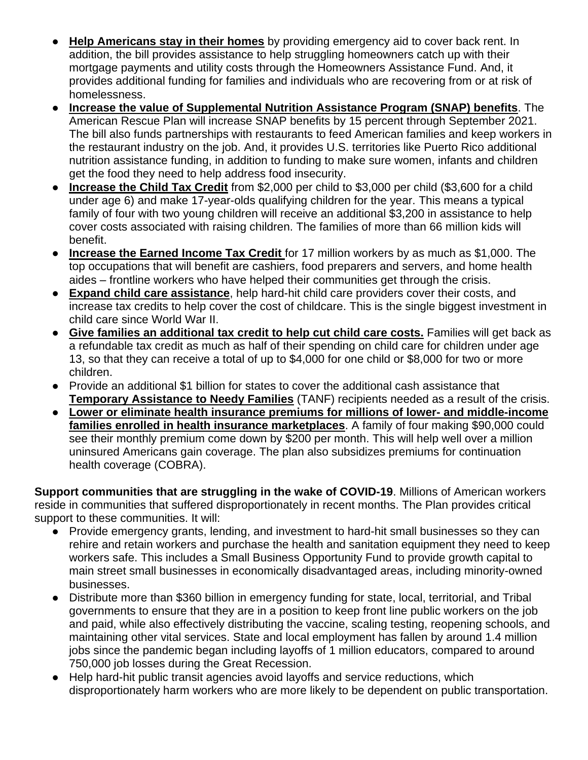- **Help Americans stay in their homes** by providing emergency aid to cover back rent. In addition, the bill provides assistance to help struggling homeowners catch up with their mortgage payments and utility costs through the Homeowners Assistance Fund. And, it provides additional funding for families and individuals who are recovering from or at risk of homelessness.
- **Increase the value of Supplemental Nutrition Assistance Program (SNAP) benefits**. The American Rescue Plan will increase SNAP benefits by 15 percent through September 2021. The bill also funds partnerships with restaurants to feed American families and keep workers in the restaurant industry on the job. And, it provides U.S. territories like Puerto Rico additional nutrition assistance funding, in addition to funding to make sure women, infants and children get the food they need to help address food insecurity.
- **Increase the Child Tax Credit** from $2,000 per child to $3,000 per child ($3,600 for a child under age 6) and make 17-year-olds qualifying children for the year. This means a typical family of four with two young children will receive an additional $3,200 in assistance to help cover costs associated with raising children. The families of more than 66 million kids will benefit.
- **Increase the Earned Income Tax Credit** for 17 million workers by as much as $1,000. The top occupations that will benefit are cashiers, food preparers and servers, and home health aides – frontline workers who have helped their communities get through the crisis.
- **Expand child care assistance**, help hard-hit child care providers cover their costs, and increase tax credits to help cover the cost of childcare. This is the single biggest investment in child care since World War II.
- **Give families an additional tax credit to help cut child care costs.** Families will get back as a refundable tax credit as much as half of their spending on child care for children under age 13, so that they can receive a total of up to $4,000 for one child or $8,000 for two or more children.
- Provide an additional $1 billion for states to cover the additional cash assistance that **Temporary Assistance to Needy Families** (TANF) recipients needed as a result of the crisis.
- **Lower or eliminate health insurance premiums for millions of lower- and middle-income families enrolled in health insurance marketplaces**. A family of four making $90,000 could see their monthly premium come down by $200 per month. This will help well over a million uninsured Americans gain coverage. The plan also subsidizes premiums for continuation health coverage (COBRA).

**Support communities that are struggling in the wake of COVID-19**. Millions of American workers reside in communities that suffered disproportionately in recent months. The Plan provides critical support to these communities. It will:

- Provide emergency grants, lending, and investment to hard-hit small businesses so they can rehire and retain workers and purchase the health and sanitation equipment they need to keep workers safe. This includes a Small Business Opportunity Fund to provide growth capital to main street small businesses in economically disadvantaged areas, including minority-owned businesses.
- Distribute more than $360 billion in emergency funding for state, local, territorial, and Tribal governments to ensure that they are in a position to keep front line public workers on the job and paid, while also effectively distributing the vaccine, scaling testing, reopening schools, and maintaining other vital services. State and local employment has fallen by around 1.4 million jobs since the pandemic began including layoffs of 1 million educators, compared to around 750,000 job losses during the Great Recession.
- Help hard-hit public transit agencies avoid layoffs and service reductions, which disproportionately harm workers who are more likely to be dependent on public transportation.